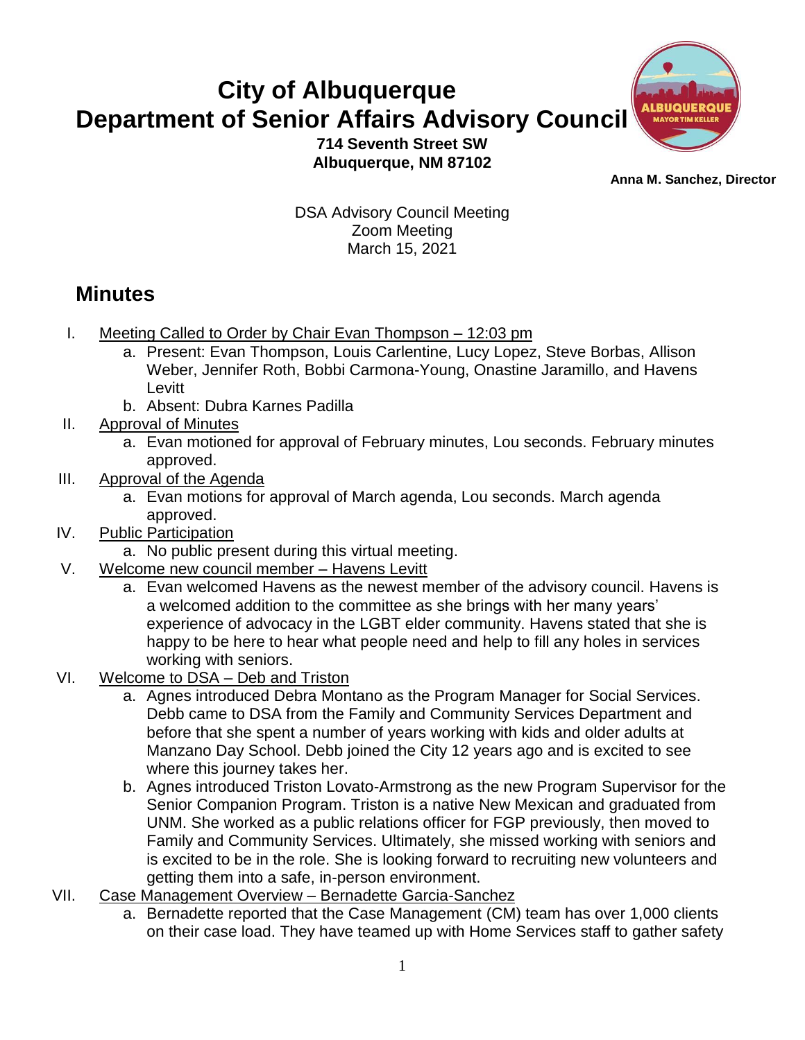# City of Albuquerque
# Department of Senior Affairs Advisory Council

**714 Seventh Street SW**
**Albuquerque, NM 87102**

**Anna M. Sanchez, Director**

DSA Advisory Council Meeting
Zoom Meeting
March 15, 2021

## Minutes

I. Meeting Called to Order by Chair Evan Thompson – 12:03 pm
   a. Present: Evan Thompson, Louis Carlentine, Lucy Lopez, Steve Borbas, Allison Weber, Jennifer Roth, Bobbi Carmona-Young, Onastine Jaramillo, and Havens Levitt
   b. Absent: Dubra Karnes Padilla

II. Approval of Minutes
   a. Evan motioned for approval of February minutes, Lou seconds. February minutes approved.

III. Approval of the Agenda
   a. Evan motions for approval of March agenda, Lou seconds. March agenda approved.

IV. Public Participation
   a. No public present during this virtual meeting.

V. Welcome new council member – Havens Levitt
   a. Evan welcomed Havens as the newest member of the advisory council. Havens is a welcomed addition to the committee as she brings with her many years' experience of advocacy in the LGBT elder community. Havens stated that she is happy to be here to hear what people need and help to fill any holes in services working with seniors.

VI. Welcome to DSA – Deb and Triston
   a. Agnes introduced Debra Montano as the Program Manager for Social Services. Debb came to DSA from the Family and Community Services Department and before that she spent a number of years working with kids and older adults at Manzano Day School. Debb joined the City 12 years ago and is excited to see where this journey takes her.
   b. Agnes introduced Triston Lovato-Armstrong as the new Program Supervisor for the Senior Companion Program. Triston is a native New Mexican and graduated from UNM. She worked as a public relations officer for FGP previously, then moved to Family and Community Services. Ultimately, she missed working with seniors and is excited to be in the role. She is looking forward to recruiting new volunteers and getting them into a safe, in-person environment.

VII. Case Management Overview – Bernadette Garcia-Sanchez
   a. Bernadette reported that the Case Management (CM) team has over 1,000 clients on their case load. They have teamed up with Home Services staff to gather safety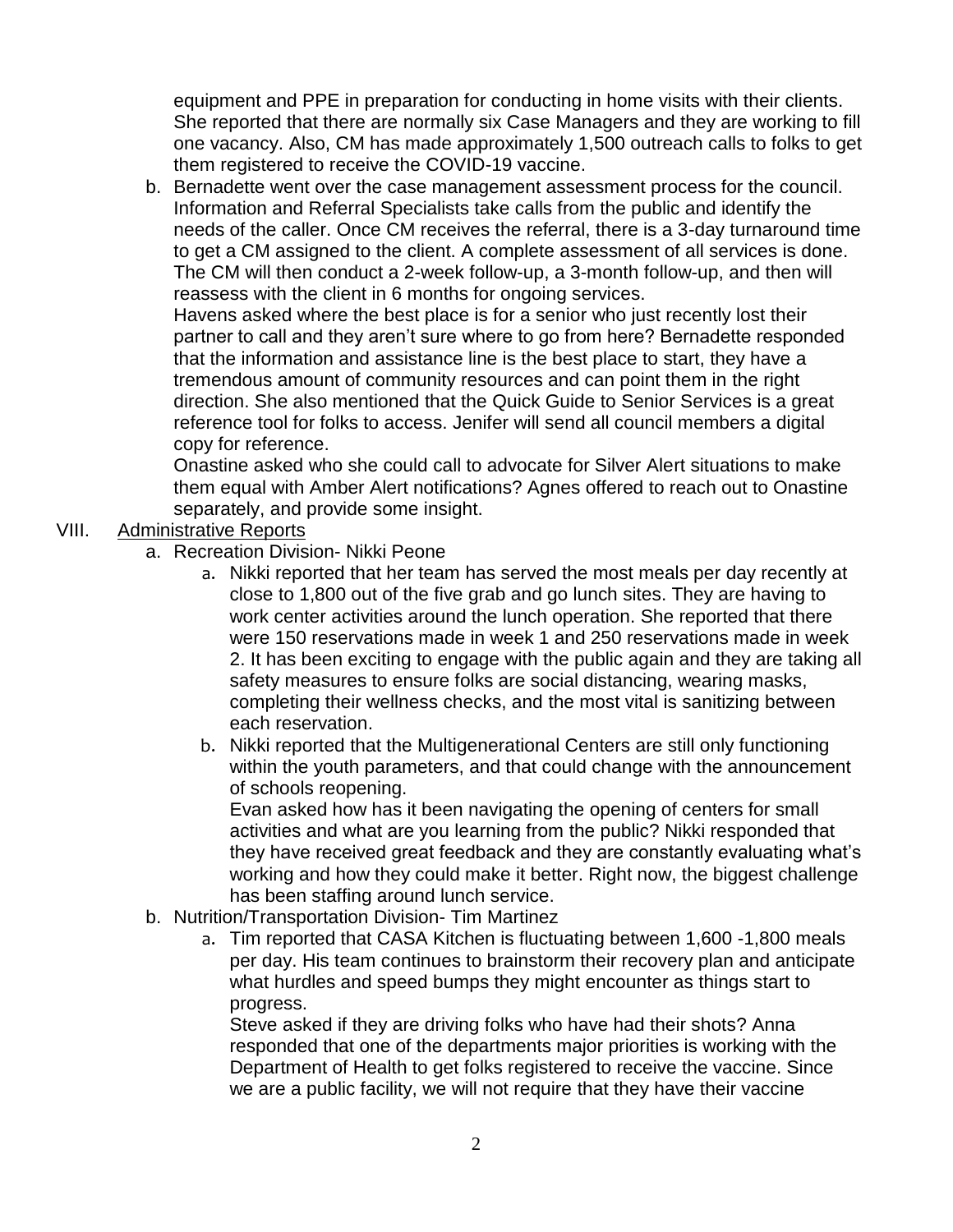equipment and PPE in preparation for conducting in home visits with their clients. She reported that there are normally six Case Managers and they are working to fill one vacancy. Also, CM has made approximately 1,500 outreach calls to folks to get them registered to receive the COVID-19 vaccine.

b. Bernadette went over the case management assessment process for the council. Information and Referral Specialists take calls from the public and identify the needs of the caller. Once CM receives the referral, there is a 3-day turnaround time to get a CM assigned to the client. A complete assessment of all services is done. The CM will then conduct a 2-week follow-up, a 3-month follow-up, and then will reassess with the client in 6 months for ongoing services.

   Havens asked where the best place is for a senior who just recently lost their partner to call and they aren't sure where to go from here? Bernadette responded that the information and assistance line is the best place to start, they have a tremendous amount of community resources and can point them in the right direction. She also mentioned that the Quick Guide to Senior Services is a great reference tool for folks to access. Jenifer will send all council members a digital copy for reference.

   Onastine asked who she could call to advocate for Silver Alert situations to make them equal with Amber Alert notifications? Agnes offered to reach out to Onastine separately, and provide some insight.

VIII. <u>Administrative Reports</u>

a. Recreation Division- Nikki Peone

   a. Nikki reported that her team has served the most meals per day recently at close to 1,800 out of the five grab and go lunch sites. They are having to work center activities around the lunch operation. She reported that there were 150 reservations made in week 1 and 250 reservations made in week 2. It has been exciting to engage with the public again and they are taking all safety measures to ensure folks are social distancing, wearing masks, completing their wellness checks, and the most vital is sanitizing between each reservation.

   b. Nikki reported that the Multigenerational Centers are still only functioning within the youth parameters, and that could change with the announcement of schools reopening.

      Evan asked how has it been navigating the opening of centers for small activities and what are you learning from the public? Nikki responded that they have received great feedback and they are constantly evaluating what's working and how they could make it better. Right now, the biggest challenge has been staffing around lunch service.

b. Nutrition/Transportation Division- Tim Martinez

   a. Tim reported that CASA Kitchen is fluctuating between 1,600 -1,800 meals per day. His team continues to brainstorm their recovery plan and anticipate what hurdles and speed bumps they might encounter as things start to progress.

      Steve asked if they are driving folks who have had their shots? Anna responded that one of the departments major priorities is working with the Department of Health to get folks registered to receive the vaccine. Since we are a public facility, we will not require that they have their vaccine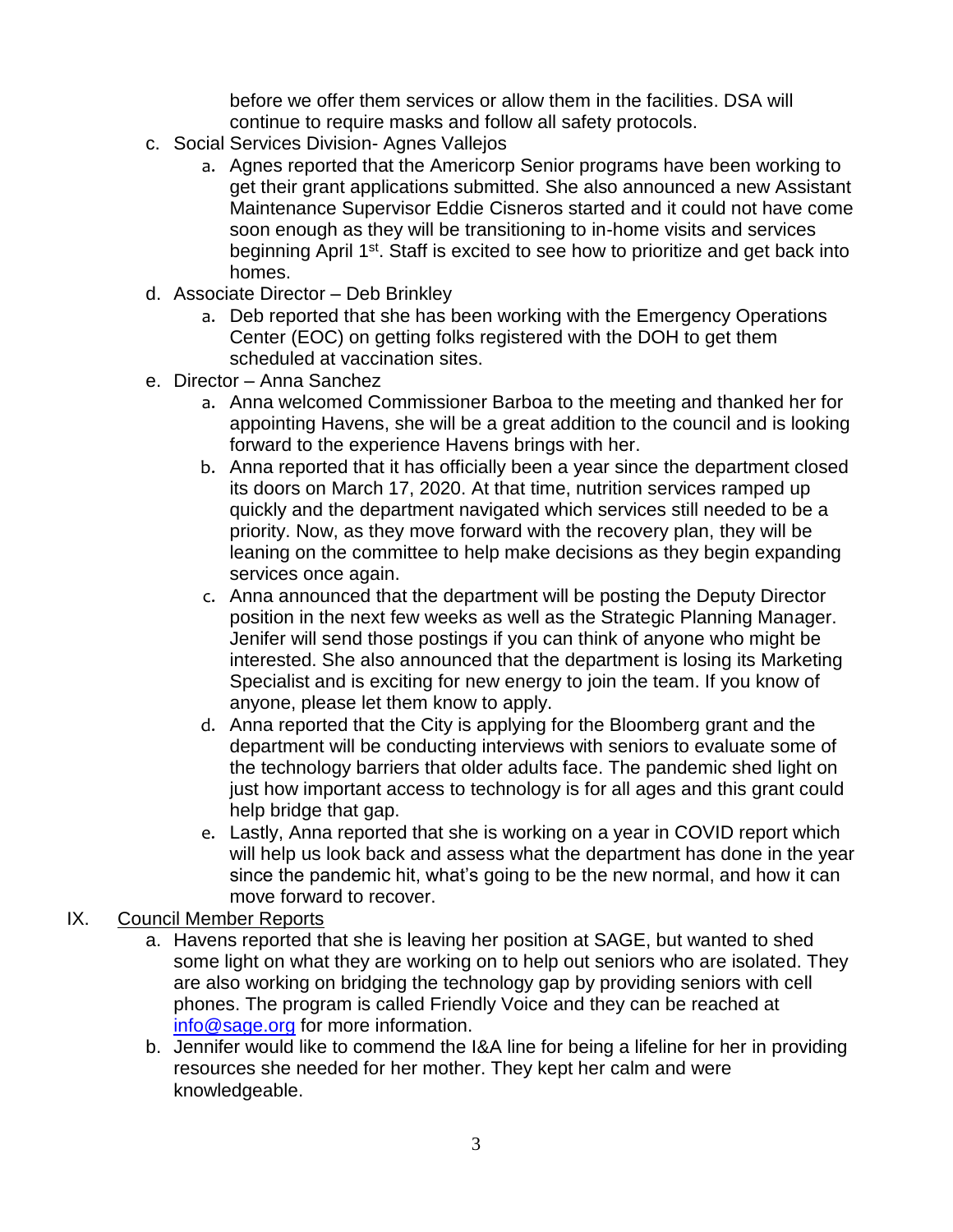before we offer them services or allow them in the facilities. DSA will continue to require masks and follow all safety protocols.

c. Social Services Division- Agnes Vallejos
    a. Agnes reported that the Americorp Senior programs have been working to get their grant applications submitted. She also announced a new Assistant Maintenance Supervisor Eddie Cisneros started and it could not have come soon enough as they will be transitioning to in-home visits and services beginning April 1st. Staff is excited to see how to prioritize and get back into homes.
d. Associate Director – Deb Brinkley
    a. Deb reported that she has been working with the Emergency Operations Center (EOC) on getting folks registered with the DOH to get them scheduled at vaccination sites.
e. Director – Anna Sanchez
    a. Anna welcomed Commissioner Barboa to the meeting and thanked her for appointing Havens, she will be a great addition to the council and is looking forward to the experience Havens brings with her.
    b. Anna reported that it has officially been a year since the department closed its doors on March 17, 2020. At that time, nutrition services ramped up quickly and the department navigated which services still needed to be a priority. Now, as they move forward with the recovery plan, they will be leaning on the committee to help make decisions as they begin expanding services once again.
    c. Anna announced that the department will be posting the Deputy Director position in the next few weeks as well as the Strategic Planning Manager. Jenifer will send those postings if you can think of anyone who might be interested. She also announced that the department is losing its Marketing Specialist and is exciting for new energy to join the team. If you know of anyone, please let them know to apply.
    d. Anna reported that the City is applying for the Bloomberg grant and the department will be conducting interviews with seniors to evaluate some of the technology barriers that older adults face. The pandemic shed light on just how important access to technology is for all ages and this grant could help bridge that gap.
    e. Lastly, Anna reported that she is working on a year in COVID report which will help us look back and assess what the department has done in the year since the pandemic hit, what's going to be the new normal, and how it can move forward to recover.

IX. Council Member Reports
    a. Havens reported that she is leaving her position at SAGE, but wanted to shed some light on what they are working on to help out seniors who are isolated. They are also working on bridging the technology gap by providing seniors with cell phones. The program is called Friendly Voice and they can be reached at [info@sage.org](mailto:info@sage.org) for more information.
    b. Jennifer would like to commend the I&A line for being a lifeline for her in providing resources she needed for her mother. They kept her calm and were knowledgeable.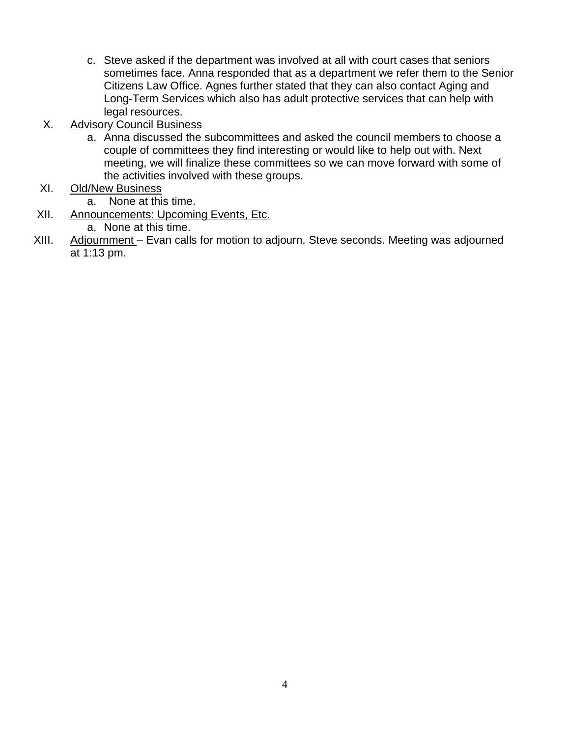c. Steve asked if the department was involved at all with court cases that seniors sometimes face. Anna responded that as a department we refer them to the Senior Citizens Law Office. Agnes further stated that they can also contact Aging and Long-Term Services which also has adult protective services that can help with legal resources.

X. <u>Advisory Council Business</u>
   a. Anna discussed the subcommittees and asked the council members to choose a couple of committees they find interesting or would like to help out with. Next meeting, we will finalize these committees so we can move forward with some of the activities involved with these groups.

XI. <u>Old/New Business</u>
   a. None at this time.

XII. <u>Announcements: Upcoming Events, Etc.</u>
   a. None at this time.

XIII. <u>Adjournment</u> – Evan calls for motion to adjourn, Steve seconds. Meeting was adjourned at 1:13 pm.